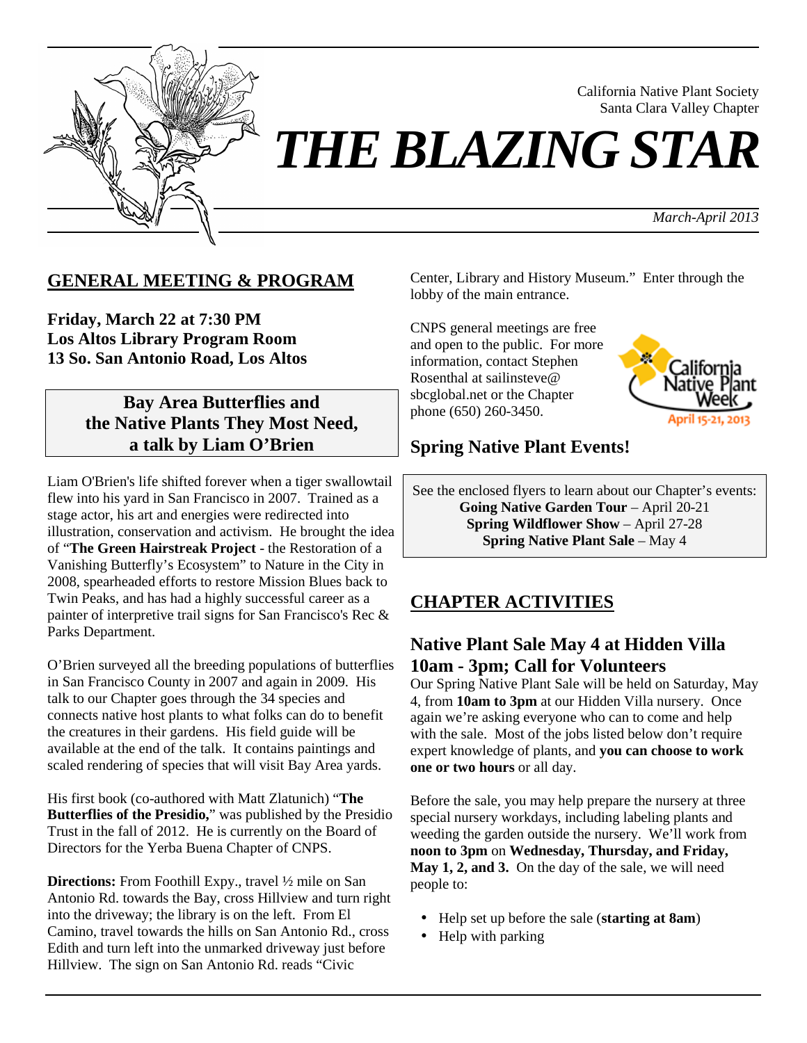California Native Plant Society
Santa Clara Valley Chapter

# *THE BLAZING STAR*

*March-April 2013*

## GENERAL MEETING & PROGRAM

**Friday, March 22 at 7:30 PM**
**Los Altos Library Program Room**
**13 So. San Antonio Road, Los Altos**

### Bay Area Butterflies and the Native Plants They Most Need, a talk by Liam O'Brien

Liam O'Brien's life shifted forever when a tiger swallowtail flew into his yard in San Francisco in 2007. Trained as a stage actor, his art and energies were redirected into illustration, conservation and activism. He brought the idea of "**The Green Hairstreak Project** - the Restoration of a Vanishing Butterfly's Ecosystem" to Nature in the City in 2008, spearheaded efforts to restore Mission Blues back to Twin Peaks, and has had a highly successful career as a painter of interpretive trail signs for San Francisco's Rec & Parks Department.

O'Brien surveyed all the breeding populations of butterflies in San Francisco County in 2007 and again in 2009. His talk to our Chapter goes through the 34 species and connects native host plants to what folks can do to benefit the creatures in their gardens. His field guide will be available at the end of the talk. It contains paintings and scaled rendering of species that will visit Bay Area yards.

His first book (co-authored with Matt Zlatunich) "**The Butterflies of the Presidio,**" was published by the Presidio Trust in the fall of 2012. He is currently on the Board of Directors for the Yerba Buena Chapter of CNPS.

**Directions:** From Foothill Expy., travel ½ mile on San Antonio Rd. towards the Bay, cross Hillview and turn right into the driveway; the library is on the left. From El Camino, travel towards the hills on San Antonio Rd., cross Edith and turn left into the unmarked driveway just before Hillview. The sign on San Antonio Rd. reads "Civic Center, Library and History Museum." Enter through the lobby of the main entrance.

CNPS general meetings are free and open to the public. For more information, contact Stephen Rosenthal at sailinsteve@sbcglobal.net or the Chapter phone (650) 260-3450.

California Native Plant Week
April 15-21, 2013

## Spring Native Plant Events!

See the enclosed flyers to learn about our Chapter's events:
**Going Native Garden Tour** – April 20-21
**Spring Wildflower Show** – April 27-28
**Spring Native Plant Sale** – May 4

## CHAPTER ACTIVITIES

### Native Plant Sale May 4 at Hidden Villa 10am - 3pm; Call for Volunteers

Our Spring Native Plant Sale will be held on Saturday, May 4, from **10am to 3pm** at our Hidden Villa nursery. Once again we're asking everyone who can to come and help with the sale. Most of the jobs listed below don't require expert knowledge of plants, and **you can choose to work one or two hours** or all day.

Before the sale, you may help prepare the nursery at three special nursery workdays, including labeling plants and weeding the garden outside the nursery. We'll work from **noon to 3pm** on **Wednesday, Thursday, and Friday, May 1, 2, and 3.** On the day of the sale, we will need people to:

- Help set up before the sale (**starting at 8am**)
- Help with parking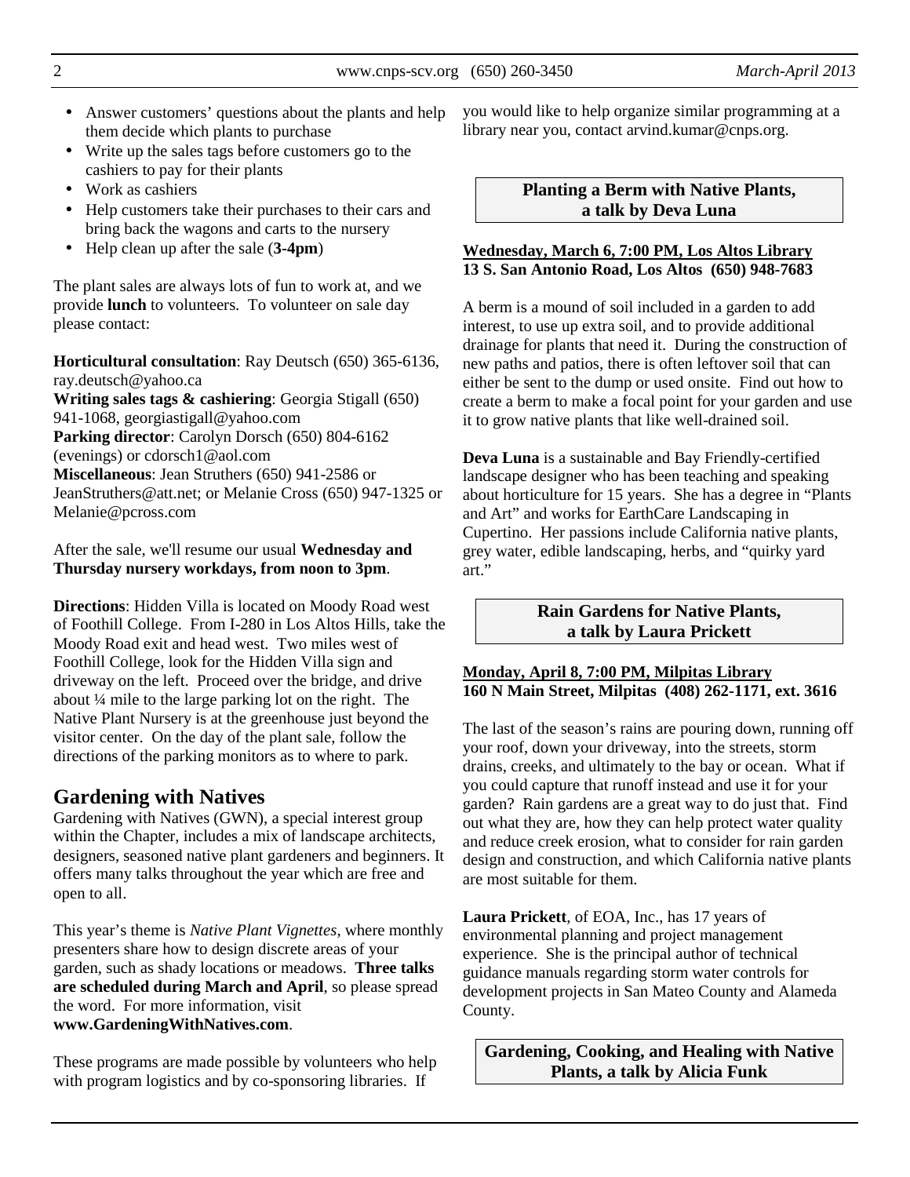- Answer customers' questions about the plants and help them decide which plants to purchase
- Write up the sales tags before customers go to the cashiers to pay for their plants
- Work as cashiers
- Help customers take their purchases to their cars and bring back the wagons and carts to the nursery
- Help clean up after the sale (**3-4pm**)

The plant sales are always lots of fun to work at, and we provide **lunch** to volunteers. To volunteer on sale day please contact:

**Horticultural consultation**: Ray Deutsch (650) 365-6136, ray.deutsch@yahoo.ca
**Writing sales tags & cashiering**: Georgia Stigall (650) 941-1068, georgiastigall@yahoo.com
**Parking director**: Carolyn Dorsch (650) 804-6162 (evenings) or cdorsch1@aol.com
**Miscellaneous**: Jean Struthers (650) 941-2586 or JeanStruthers@att.net; or Melanie Cross (650) 947-1325 or Melanie@pcross.com

After the sale, we'll resume our usual **Wednesday and Thursday nursery workdays, from noon to 3pm**.

**Directions**: Hidden Villa is located on Moody Road west of Foothill College. From I-280 in Los Altos Hills, take the Moody Road exit and head west. Two miles west of Foothill College, look for the Hidden Villa sign and driveway on the left. Proceed over the bridge, and drive about ¼ mile to the large parking lot on the right. The Native Plant Nursery is at the greenhouse just beyond the visitor center. On the day of the plant sale, follow the directions of the parking monitors as to where to park.

## Gardening with Natives

Gardening with Natives (GWN), a special interest group within the Chapter, includes a mix of landscape architects, designers, seasoned native plant gardeners and beginners. It offers many talks throughout the year which are free and open to all.

This year's theme is *Native Plant Vignettes*, where monthly presenters share how to design discrete areas of your garden, such as shady locations or meadows. **Three talks are scheduled during March and April**, so please spread the word. For more information, visit **www.GardeningWithNatives.com**.

These programs are made possible by volunteers who help with program logistics and by co-sponsoring libraries. If you would like to help organize similar programming at a library near you, contact arvind.kumar@cnps.org.

### Planting a Berm with Native Plants, a talk by Deva Luna

**Wednesday, March 6, 7:00 PM, Los Altos Library**
**13 S. San Antonio Road, Los Altos (650) 948-7683**

A berm is a mound of soil included in a garden to add interest, to use up extra soil, and to provide additional drainage for plants that need it. During the construction of new paths and patios, there is often leftover soil that can either be sent to the dump or used onsite. Find out how to create a berm to make a focal point for your garden and use it to grow native plants that like well-drained soil.

**Deva Luna** is a sustainable and Bay Friendly-certified landscape designer who has been teaching and speaking about horticulture for 15 years. She has a degree in "Plants and Art" and works for EarthCare Landscaping in Cupertino. Her passions include California native plants, grey water, edible landscaping, herbs, and "quirky yard art."

### Rain Gardens for Native Plants, a talk by Laura Prickett

**Monday, April 8, 7:00 PM, Milpitas Library**
**160 N Main Street, Milpitas (408) 262-1171, ext. 3616**

The last of the season's rains are pouring down, running off your roof, down your driveway, into the streets, storm drains, creeks, and ultimately to the bay or ocean. What if you could capture that runoff instead and use it for your garden? Rain gardens are a great way to do just that. Find out what they are, how they can help protect water quality and reduce creek erosion, what to consider for rain garden design and construction, and which California native plants are most suitable for them.

**Laura Prickett**, of EOA, Inc., has 17 years of environmental planning and project management experience. She is the principal author of technical guidance manuals regarding storm water controls for development projects in San Mateo County and Alameda County.

### Gardening, Cooking, and Healing with Native Plants, a talk by Alicia Funk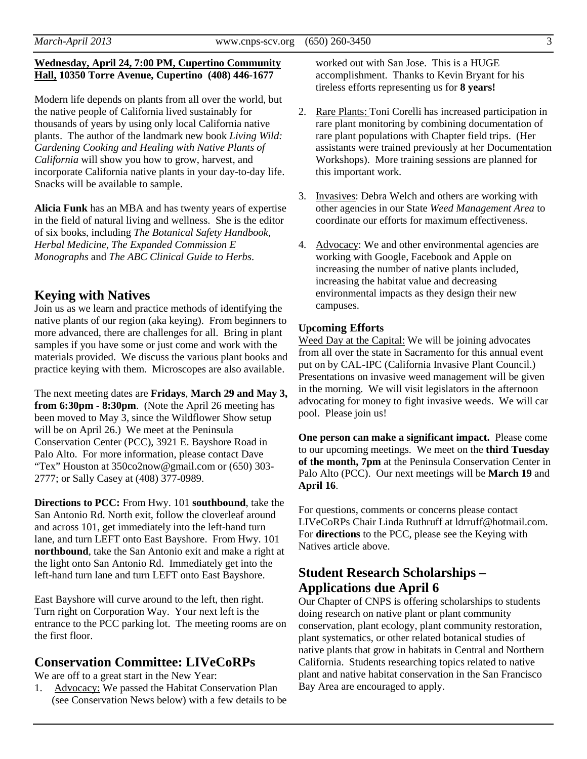**Wednesday, April 24, 7:00 PM, Cupertino Community Hall, 10350 Torre Avenue, Cupertino (408) 446-1677**

Modern life depends on plants from all over the world, but the native people of California lived sustainably for thousands of years by using only local California native plants. The author of the landmark new book *Living Wild: Gardening Cooking and Healing with Native Plants of California* will show you how to grow, harvest, and incorporate California native plants in your day-to-day life. Snacks will be available to sample.

**Alicia Funk** has an MBA and has twenty years of expertise in the field of natural living and wellness. She is the editor of six books, including *The Botanical Safety Handbook*, *Herbal Medicine*, *The Expanded Commission E Monographs* and *The ABC Clinical Guide to Herbs*.

## Keying with Natives

Join us as we learn and practice methods of identifying the native plants of our region (aka keying). From beginners to more advanced, there are challenges for all. Bring in plant samples if you have some or just come and work with the materials provided. We discuss the various plant books and practice keying with them. Microscopes are also available.

The next meeting dates are **Fridays**, **March 29 and May 3, from 6:30pm - 8:30pm**. (Note the April 26 meeting has been moved to May 3, since the Wildflower Show setup will be on April 26.) We meet at the Peninsula Conservation Center (PCC), 3921 E. Bayshore Road in Palo Alto. For more information, please contact Dave "Tex" Houston at 350co2now@gmail.com or (650) 303-2777; or Sally Casey at (408) 377-0989.

**Directions to PCC:** From Hwy. 101 **southbound**, take the San Antonio Rd. North exit, follow the cloverleaf around and across 101, get immediately into the left-hand turn lane, and turn LEFT onto East Bayshore. From Hwy. 101 **northbound**, take the San Antonio exit and make a right at the light onto San Antonio Rd. Immediately get into the left-hand turn lane and turn LEFT onto East Bayshore.

East Bayshore will curve around to the left, then right. Turn right on Corporation Way. Your next left is the entrance to the PCC parking lot. The meeting rooms are on the first floor.

## Conservation Committee: LIVeCoRPs

We are off to a great start in the New Year:

1. Advocacy: We passed the Habitat Conservation Plan (see Conservation News below) with a few details to be worked out with San Jose. This is a HUGE accomplishment. Thanks to Kevin Bryant for his tireless efforts representing us for **8 years!**
2. Rare Plants: Toni Corelli has increased participation in rare plant monitoring by combining documentation of rare plant populations with Chapter field trips. (Her assistants were trained previously at her Documentation Workshops). More training sessions are planned for this important work.
3. Invasives: Debra Welch and others are working with other agencies in our State *Weed Management Area* to coordinate our efforts for maximum effectiveness.
4. Advocacy: We and other environmental agencies are working with Google, Facebook and Apple on increasing the number of native plants included, increasing the habitat value and decreasing environmental impacts as they design their new campuses.

**Upcoming Efforts**

Weed Day at the Capital: We will be joining advocates from all over the state in Sacramento for this annual event put on by CAL-IPC (California Invasive Plant Council.) Presentations on invasive weed management will be given in the morning. We will visit legislators in the afternoon advocating for money to fight invasive weeds. We will car pool. Please join us!

**One person can make a significant impact.** Please come to our upcoming meetings. We meet on the **third Tuesday of the month, 7pm** at the Peninsula Conservation Center in Palo Alto (PCC). Our next meetings will be **March 19** and **April 16**.

For questions, comments or concerns please contact LIVeCoRPs Chair Linda Ruthruff at ldrruff@hotmail.com. For **directions** to the PCC, please see the Keying with Natives article above.

## Student Research Scholarships – Applications due April 6

Our Chapter of CNPS is offering scholarships to students doing research on native plant or plant community conservation, plant ecology, plant community restoration, plant systematics, or other related botanical studies of native plants that grow in habitats in Central and Northern California. Students researching topics related to native plant and native habitat conservation in the San Francisco Bay Area are encouraged to apply.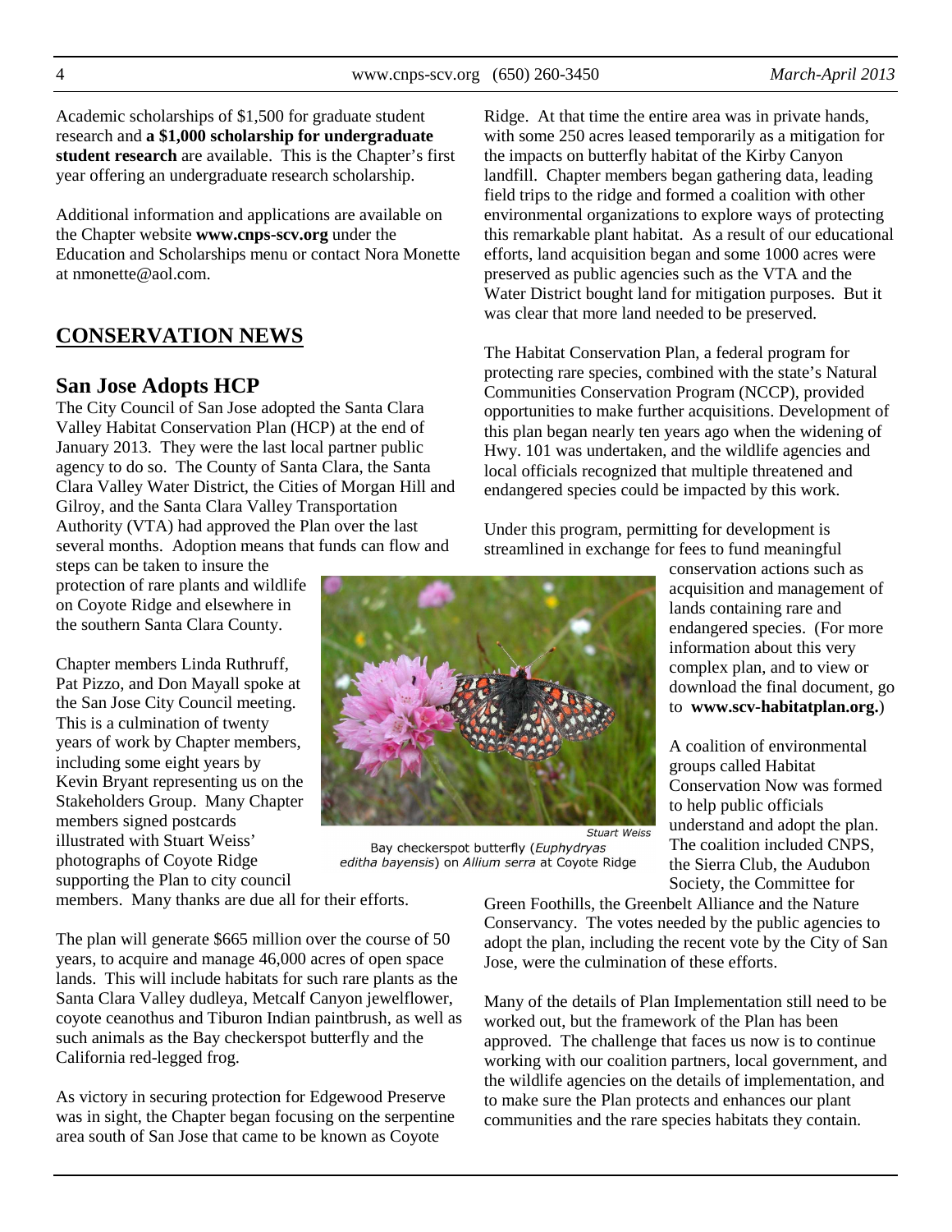Academic scholarships of $1,500 for graduate student research and **a $1,000 scholarship for undergraduate student research** are available. This is the Chapter's first year offering an undergraduate research scholarship.

Additional information and applications are available on the Chapter website **www.cnps-scv.org** under the Education and Scholarships menu or contact Nora Monette at nmonette@aol.com.

## CONSERVATION NEWS

### San Jose Adopts HCP

The City Council of San Jose adopted the Santa Clara Valley Habitat Conservation Plan (HCP) at the end of January 2013. They were the last local partner public agency to do so. The County of Santa Clara, the Santa Clara Valley Water District, the Cities of Morgan Hill and Gilroy, and the Santa Clara Valley Transportation Authority (VTA) had approved the Plan over the last several months. Adoption means that funds can flow and steps can be taken to insure the protection of rare plants and wildlife on Coyote Ridge and elsewhere in the southern Santa Clara County.

Chapter members Linda Ruthruff, Pat Pizzo, and Don Mayall spoke at the San Jose City Council meeting. This is a culmination of twenty years of work by Chapter members, including some eight years by Kevin Bryant representing us on the Stakeholders Group. Many Chapter members signed postcards illustrated with Stuart Weiss' photographs of Coyote Ridge supporting the Plan to city council members. Many thanks are due all for their efforts.

*Stuart Weiss*

Bay checkerspot butterfly (*Euphydryas editha bayensis*) on *Allium serra* at Coyote Ridge

The plan will generate $665 million over the course of 50 years, to acquire and manage 46,000 acres of open space lands. This will include habitats for such rare plants as the Santa Clara Valley dudleya, Metcalf Canyon jewelflower, coyote ceanothus and Tiburon Indian paintbrush, as well as such animals as the Bay checkerspot butterfly and the California red-legged frog.

As victory in securing protection for Edgewood Preserve was in sight, the Chapter began focusing on the serpentine area south of San Jose that came to be known as Coyote Ridge. At that time the entire area was in private hands, with some 250 acres leased temporarily as a mitigation for the impacts on butterfly habitat of the Kirby Canyon landfill. Chapter members began gathering data, leading field trips to the ridge and formed a coalition with other environmental organizations to explore ways of protecting this remarkable plant habitat. As a result of our educational efforts, land acquisition began and some 1000 acres were preserved as public agencies such as the VTA and the Water District bought land for mitigation purposes. But it was clear that more land needed to be preserved.

The Habitat Conservation Plan, a federal program for protecting rare species, combined with the state's Natural Communities Conservation Program (NCCP), provided opportunities to make further acquisitions. Development of this plan began nearly ten years ago when the widening of Hwy. 101 was undertaken, and the wildlife agencies and local officials recognized that multiple threatened and endangered species could be impacted by this work.

Under this program, permitting for development is streamlined in exchange for fees to fund meaningful conservation actions such as acquisition and management of lands containing rare and endangered species. (For more information about this very complex plan, and to view or download the final document, go to **www.scv-habitatplan.org.**)

A coalition of environmental groups called Habitat Conservation Now was formed to help public officials understand and adopt the plan. The coalition included CNPS, the Sierra Club, the Audubon Society, the Committee for Green Foothills, the Greenbelt Alliance and the Nature Conservancy. The votes needed by the public agencies to adopt the plan, including the recent vote by the City of San Jose, were the culmination of these efforts.

Many of the details of Plan Implementation still need to be worked out, but the framework of the Plan has been approved. The challenge that faces us now is to continue working with our coalition partners, local government, and the wildlife agencies on the details of implementation, and to make sure the Plan protects and enhances our plant communities and the rare species habitats they contain.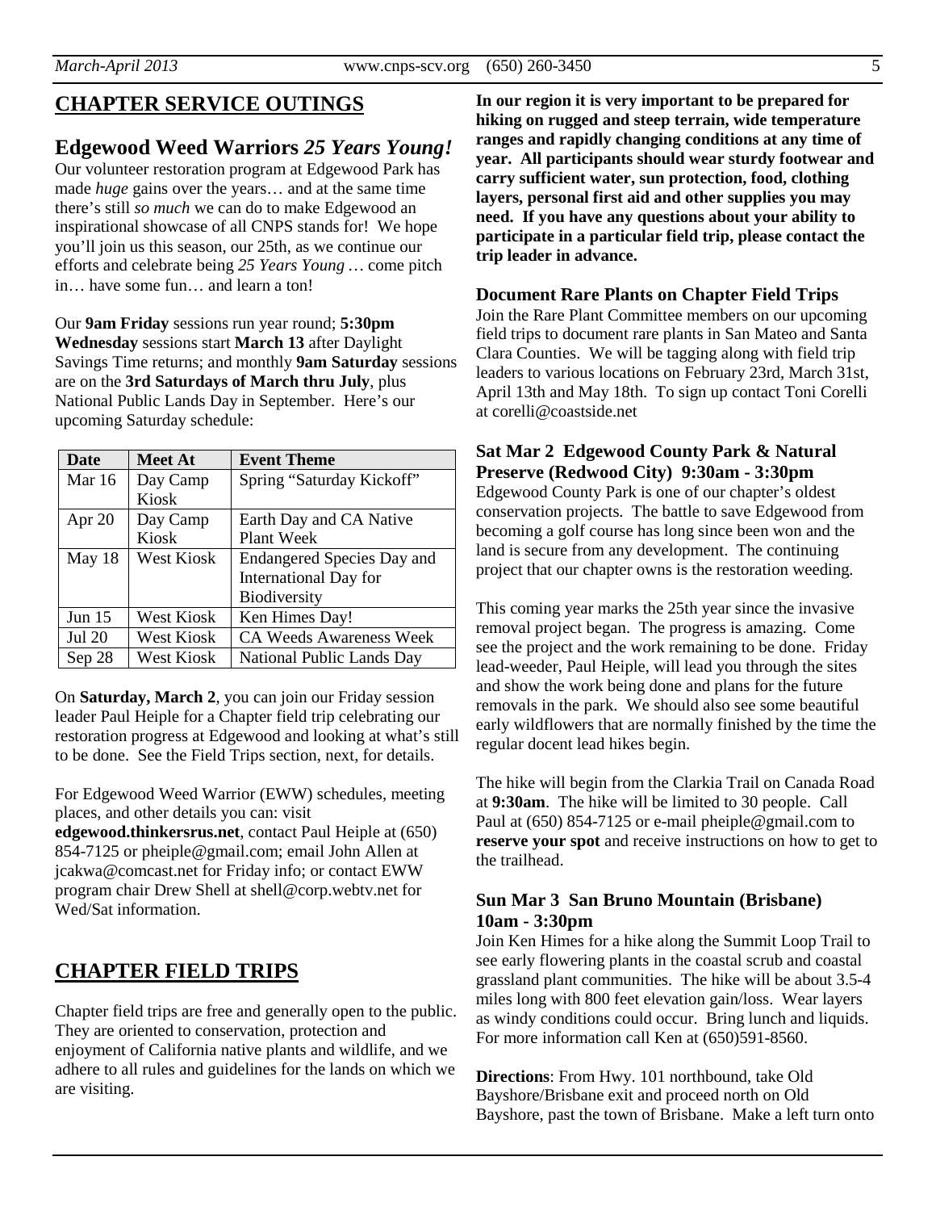## CHAPTER SERVICE OUTINGS

### Edgewood Weed Warriors *25 Years Young!*

Our volunteer restoration program at Edgewood Park has made *huge* gains over the years… and at the same time there's still *so much* we can do to make Edgewood an inspirational showcase of all CNPS stands for! We hope you'll join us this season, our 25th, as we continue our efforts and celebrate being *25 Years Young* … come pitch in… have some fun… and learn a ton!

Our **9am Friday** sessions run year round; **5:30pm Wednesday** sessions start **March 13** after Daylight Savings Time returns; and monthly **9am Saturday** sessions are on the **3rd Saturdays of March thru July**, plus National Public Lands Day in September. Here's our upcoming Saturday schedule:

| Date | Meet At | Event Theme |
|---|---|---|
| Mar 16 | Day Camp Kiosk | Spring "Saturday Kickoff" |
| Apr 20 | Day Camp Kiosk | Earth Day and CA Native Plant Week |
| May 18 | West Kiosk | Endangered Species Day and International Day for Biodiversity |
| Jun 15 | West Kiosk | Ken Himes Day! |
| Jul 20 | West Kiosk | CA Weeds Awareness Week |
| Sep 28 | West Kiosk | National Public Lands Day |

On **Saturday, March 2**, you can join our Friday session leader Paul Heiple for a Chapter field trip celebrating our restoration progress at Edgewood and looking at what's still to be done. See the Field Trips section, next, for details.

For Edgewood Weed Warrior (EWW) schedules, meeting places, and other details you can: visit **edgewood.thinkersrus.net**, contact Paul Heiple at (650) 854-7125 or pheiple@gmail.com; email John Allen at jcakwa@comcast.net for Friday info; or contact EWW program chair Drew Shell at shell@corp.webtv.net for Wed/Sat information.

## CHAPTER FIELD TRIPS

Chapter field trips are free and generally open to the public. They are oriented to conservation, protection and enjoyment of California native plants and wildlife, and we adhere to all rules and guidelines for the lands on which we are visiting.

**In our region it is very important to be prepared for hiking on rugged and steep terrain, wide temperature ranges and rapidly changing conditions at any time of year. All participants should wear sturdy footwear and carry sufficient water, sun protection, food, clothing layers, personal first aid and other supplies you may need. If you have any questions about your ability to participate in a particular field trip, please contact the trip leader in advance.**

### Document Rare Plants on Chapter Field Trips

Join the Rare Plant Committee members on our upcoming field trips to document rare plants in San Mateo and Santa Clara Counties. We will be tagging along with field trip leaders to various locations on February 23rd, March 31st, April 13th and May 18th. To sign up contact Toni Corelli at corelli@coastside.net

### Sat Mar 2 Edgewood County Park & Natural Preserve (Redwood City) 9:30am - 3:30pm

Edgewood County Park is one of our chapter's oldest conservation projects. The battle to save Edgewood from becoming a golf course has long since been won and the land is secure from any development. The continuing project that our chapter owns is the restoration weeding.

This coming year marks the 25th year since the invasive removal project began. The progress is amazing. Come see the project and the work remaining to be done. Friday lead-weeder, Paul Heiple, will lead you through the sites and show the work being done and plans for the future removals in the park. We should also see some beautiful early wildflowers that are normally finished by the time the regular docent lead hikes begin.

The hike will begin from the Clarkia Trail on Canada Road at **9:30am**. The hike will be limited to 30 people. Call Paul at (650) 854-7125 or e-mail pheiple@gmail.com to **reserve your spot** and receive instructions on how to get to the trailhead.

### Sun Mar 3 San Bruno Mountain (Brisbane) 10am - 3:30pm

Join Ken Himes for a hike along the Summit Loop Trail to see early flowering plants in the coastal scrub and coastal grassland plant communities. The hike will be about 3.5-4 miles long with 800 feet elevation gain/loss. Wear layers as windy conditions could occur. Bring lunch and liquids. For more information call Ken at (650)591-8560.

**Directions**: From Hwy. 101 northbound, take Old Bayshore/Brisbane exit and proceed north on Old Bayshore, past the town of Brisbane. Make a left turn onto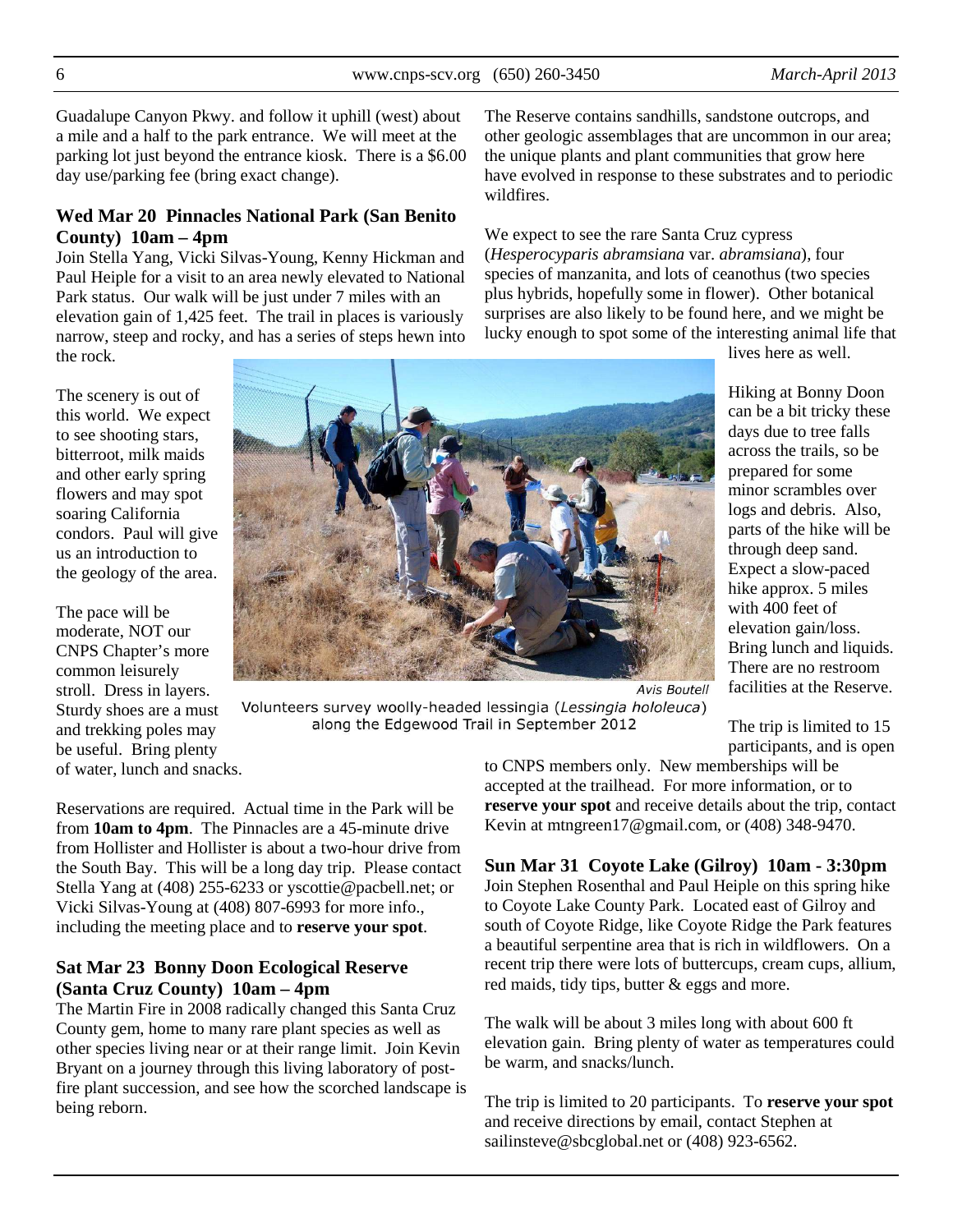Guadalupe Canyon Pkwy. and follow it uphill (west) about a mile and a half to the park entrance. We will meet at the parking lot just beyond the entrance kiosk. There is a $6.00 day use/parking fee (bring exact change).

### Wed Mar 20 Pinnacles National Park (San Benito County) 10am – 4pm

Join Stella Yang, Vicki Silvas-Young, Kenny Hickman and Paul Heiple for a visit to an area newly elevated to National Park status. Our walk will be just under 7 miles with an elevation gain of 1,425 feet. The trail in places is variously narrow, steep and rocky, and has a series of steps hewn into the rock.

The scenery is out of this world. We expect to see shooting stars, bitterroot, milk maids and other early spring flowers and may spot soaring California condors. Paul will give us an introduction to the geology of the area.

The pace will be moderate, NOT our CNPS Chapter's more common leisurely stroll. Dress in layers. Sturdy shoes are a must and trekking poles may be useful. Bring plenty of water, lunch and snacks.

Reservations are required. Actual time in the Park will be from **10am to 4pm**. The Pinnacles are a 45-minute drive from Hollister and Hollister is about a two-hour drive from the South Bay. This will be a long day trip. Please contact Stella Yang at (408) 255-6233 or yscottie@pacbell.net; or Vicki Silvas-Young at (408) 807-6993 for more info., including the meeting place and to **reserve your spot**.

### Sat Mar 23 Bonny Doon Ecological Reserve (Santa Cruz County) 10am – 4pm

The Martin Fire in 2008 radically changed this Santa Cruz County gem, home to many rare plant species as well as other species living near or at their range limit. Join Kevin Bryant on a journey through this living laboratory of post-fire plant succession, and see how the scorched landscape is being reborn.

The Reserve contains sandhills, sandstone outcrops, and other geologic assemblages that are uncommon in our area; the unique plants and plant communities that grow here have evolved in response to these substrates and to periodic wildfires.

We expect to see the rare Santa Cruz cypress (*Hesperocyparis abramsiana* var. *abramsiana*), four species of manzanita, and lots of ceanothus (two species plus hybrids, hopefully some in flower). Other botanical surprises are also likely to be found here, and we might be lucky enough to spot some of the interesting animal life that lives here as well.

Avis Boutell

Volunteers survey woolly-headed lessingia (*Lessingia hololeuca*) along the Edgewood Trail in September 2012

Hiking at Bonny Doon can be a bit tricky these days due to tree falls across the trails, so be prepared for some minor scrambles over logs and debris. Also, parts of the hike will be through deep sand. Expect a slow-paced hike approx. 5 miles with 400 feet of elevation gain/loss. Bring lunch and liquids. There are no restroom facilities at the Reserve.

The trip is limited to 15 participants, and is open to CNPS members only. New memberships will be accepted at the trailhead. For more information, or to **reserve your spot** and receive details about the trip, contact Kevin at mtngreen17@gmail.com, or (408) 348-9470.

### Sun Mar 31 Coyote Lake (Gilroy) 10am - 3:30pm

Join Stephen Rosenthal and Paul Heiple on this spring hike to Coyote Lake County Park. Located east of Gilroy and south of Coyote Ridge, like Coyote Ridge the Park features a beautiful serpentine area that is rich in wildflowers. On a recent trip there were lots of buttercups, cream cups, allium, red maids, tidy tips, butter & eggs and more.

The walk will be about 3 miles long with about 600 ft elevation gain. Bring plenty of water as temperatures could be warm, and snacks/lunch.

The trip is limited to 20 participants. To **reserve your spot** and receive directions by email, contact Stephen at sailinsteve@sbcglobal.net or (408) 923-6562.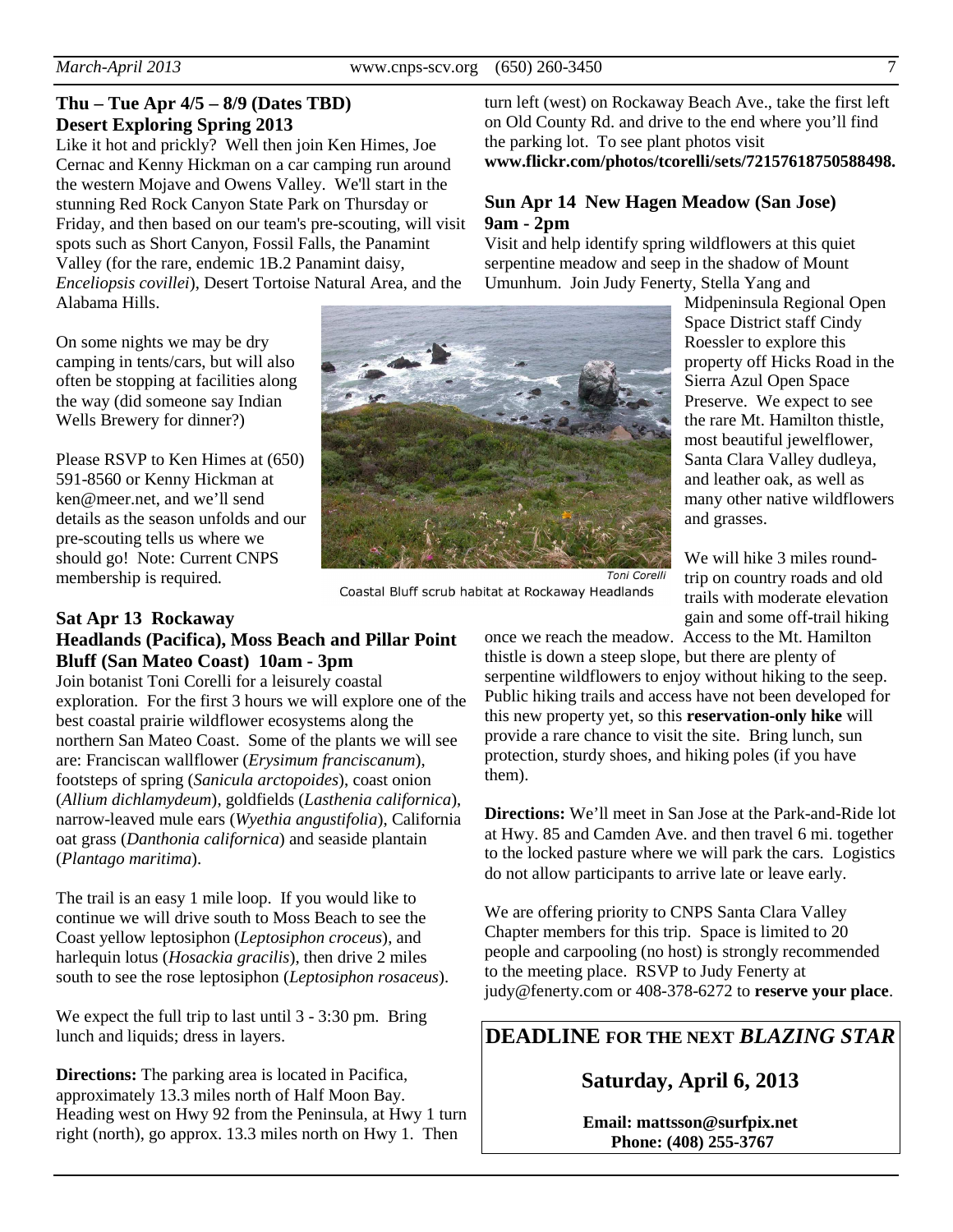### Thu – Tue Apr 4/5 – 8/9 (Dates TBD)
### Desert Exploring Spring 2013

Like it hot and prickly? Well then join Ken Himes, Joe Cernac and Kenny Hickman on a car camping run around the western Mojave and Owens Valley. We'll start in the stunning Red Rock Canyon State Park on Thursday or Friday, and then based on our team's pre-scouting, will visit spots such as Short Canyon, Fossil Falls, the Panamint Valley (for the rare, endemic 1B.2 Panamint daisy, *Enceliopsis covillei*), Desert Tortoise Natural Area, and the Alabama Hills.

On some nights we may be dry camping in tents/cars, but will also often be stopping at facilities along the way (did someone say Indian Wells Brewery for dinner?)

Please RSVP to Ken Himes at (650) 591-8560 or Kenny Hickman at ken@meer.net, and we'll send details as the season unfolds and our pre-scouting tells us where we should go! Note: Current CNPS membership is required.

Toni Corelli

Coastal Bluff scrub habitat at Rockaway Headlands

### Sat Apr 13 Rockaway Headlands (Pacifica), Moss Beach and Pillar Point Bluff (San Mateo Coast) 10am - 3pm

Join botanist Toni Corelli for a leisurely coastal exploration. For the first 3 hours we will explore one of the best coastal prairie wildflower ecosystems along the northern San Mateo Coast. Some of the plants we will see are: Franciscan wallflower (*Erysimum franciscanum*), footsteps of spring (*Sanicula arctopoides*), coast onion (*Allium dichlamydeum*), goldfields (*Lasthenia californica*), narrow-leaved mule ears (*Wyethia angustifolia*), California oat grass (*Danthonia californica*) and seaside plantain (*Plantago maritima*).

The trail is an easy 1 mile loop. If you would like to continue we will drive south to Moss Beach to see the Coast yellow leptosiphon (*Leptosiphon croceus*), and harlequin lotus (*Hosackia gracilis*), then drive 2 miles south to see the rose leptosiphon (*Leptosiphon rosaceus*).

We expect the full trip to last until 3 - 3:30 pm. Bring lunch and liquids; dress in layers.

**Directions:** The parking area is located in Pacifica, approximately 13.3 miles north of Half Moon Bay. Heading west on Hwy 92 from the Peninsula, at Hwy 1 turn right (north), go approx. 13.3 miles north on Hwy 1. Then turn left (west) on Rockaway Beach Ave., take the first left on Old County Rd. and drive to the end where you'll find the parking lot. To see plant photos visit **www.flickr.com/photos/tcorelli/sets/72157618750588498.**

### Sun Apr 14 New Hagen Meadow (San Jose) 9am - 2pm

Visit and help identify spring wildflowers at this quiet serpentine meadow and seep in the shadow of Mount Umunhum. Join Judy Fenerty, Stella Yang and Midpeninsula Regional Open Space District staff Cindy Roessler to explore this property off Hicks Road in the Sierra Azul Open Space Preserve. We expect to see the rare Mt. Hamilton thistle, most beautiful jewelflower, Santa Clara Valley dudleya, and leather oak, as well as many other native wildflowers and grasses.

We will hike 3 miles round-trip on country roads and old trails with moderate elevation gain and some off-trail hiking once we reach the meadow. Access to the Mt. Hamilton thistle is down a steep slope, but there are plenty of serpentine wildflowers to enjoy without hiking to the seep. Public hiking trails and access have not been developed for this new property yet, so this **reservation-only hike** will provide a rare chance to visit the site. Bring lunch, sun protection, sturdy shoes, and hiking poles (if you have them).

**Directions:** We'll meet in San Jose at the Park-and-Ride lot at Hwy. 85 and Camden Ave. and then travel 6 mi. together to the locked pasture where we will park the cars. Logistics do not allow participants to arrive late or leave early.

We are offering priority to CNPS Santa Clara Valley Chapter members for this trip. Space is limited to 20 people and carpooling (no host) is strongly recommended to the meeting place. RSVP to Judy Fenerty at judy@fenerty.com or 408-378-6272 to **reserve your place**.

## DEADLINE FOR THE NEXT *BLAZING STAR*

**Saturday, April 6, 2013**

**Email: mattsson@surfpix.net**
**Phone: (408) 255-3767**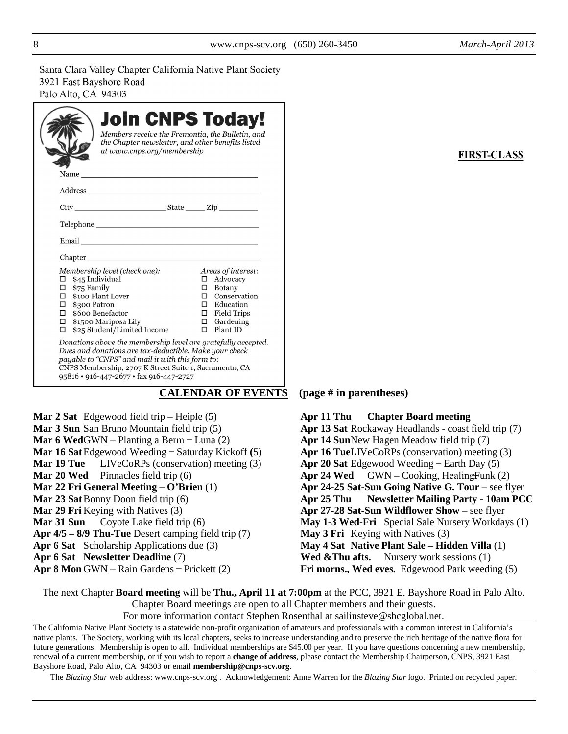Santa Clara Valley Chapter California Native Plant Society
3921 East Bayshore Road
Palo Alto, CA 94303

**FIRST-CLASS**

## Join CNPS Today!

*Members receive the Fremontia, the Bulletin, and the Chapter newsletter, and other benefits listed at www.cnps.org/membership*

Name ________________________________________

Address ________________________________________

City ____________________ State _____ Zip _________

Telephone ________________________________________

Email ________________________________________

Chapter ________________________________________

| *Membership level (check one):* | *Areas of interest:* |
|---|---|
| ☐ $45 Individual | ☐ Advocacy |
| ☐ $75 Family | ☐ Botany |
| ☐ $100 Plant Lover | ☐ Conservation |
| ☐ $300 Patron | ☐ Education |
| ☐ $600 Benefactor | ☐ Field Trips |
| ☐ $1500 Mariposa Lily | ☐ Gardening |
| ☐ $25 Student/Limited Income | ☐ Plant ID |

*Donations above the membership level are gratefully accepted. Dues and donations are tax-deductible. Make your check payable to "CNPS" and mail it with this form to:*
CNPS Membership, 2707 K Street Suite 1, Sacramento, CA 95816 • 916-447-2677 • fax 916-447-2727

## CALENDAR OF EVENTS (page # in parentheses)

**Mar 2 Sat** Edgewood field trip – Heiple (5)
**Mar 3 Sun** San Bruno Mountain field trip (5)
**Mar 6 Wed** GWN – Planting a Berm – Luna (2)
**Mar 16 Sat** Edgewood Weeding – Saturday Kickoff (5)
**Mar 19 Tue** LIVeCoRPs (conservation) meeting (3)
**Mar 20 Wed** Pinnacles field trip (6)
**Mar 22 Fri General Meeting – O'Brien** (1)
**Mar 23 Sat** Bonny Doon field trip (6)
**Mar 29 Fri** Keying with Natives (3)
**Mar 31 Sun** Coyote Lake field trip (6)
**Apr 4/5 – 8/9 Thu-Tue** Desert camping field trip (7)
**Apr 6 Sat** Scholarship Applications due (3)
**Apr 6 Sat Newsletter Deadline** (7)
**Apr 8 Mon** GWN – Rain Gardens – Prickett (2)
**Apr 11 Thu Chapter Board meeting**
**Apr 13 Sat** Rockaway Headlands - coast field trip (7)
**Apr 14 Sun** New Hagen Meadow field trip (7)
**Apr 16 Tue** LIVeCoRPs (conservation) meeting (3)
**Apr 20 Sat** Edgewood Weeding – Earth Day (5)
**Apr 24 Wed** GWN – Cooking, Healing–Funk (2)
**Apr 24-25 Sat-Sun Going Native G. Tour** – see flyer
**Apr 25 Thu Newsletter Mailing Party - 10am PCC**
**Apr 27-28 Sat-Sun Wildflower Show** – see flyer
**May 1-3 Wed-Fri** Special Sale Nursery Workdays (1)
**May 3 Fri** Keying with Natives (3)
**May 4 Sat Native Plant Sale – Hidden Villa** (1)
**Wed &Thu afts.** Nursery work sessions (1)
**Fri morns., Wed eves.** Edgewood Park weeding (5)

The next Chapter **Board meeting** will be **Thu., April 11 at 7:00pm** at the PCC, 3921 E. Bayshore Road in Palo Alto. Chapter Board meetings are open to all Chapter members and their guests.
For more information contact Stephen Rosenthal at sailinsteve@sbcglobal.net.

The California Native Plant Society is a statewide non-profit organization of amateurs and professionals with a common interest in California's native plants. The Society, working with its local chapters, seeks to increase understanding and to preserve the rich heritage of the native flora for future generations. Membership is open to all. Individual memberships are $45.00 per year. If you have questions concerning a new membership, renewal of a current membership, or if you wish to report a **change of address**, please contact the Membership Chairperson, CNPS, 3921 East Bayshore Road, Palo Alto, CA 94303 or email **membership@cnps-scv.org**.

The *Blazing Star* web address: www.cnps-scv.org . Acknowledgement: Anne Warren for the *Blazing Star* logo. Printed on recycled paper.